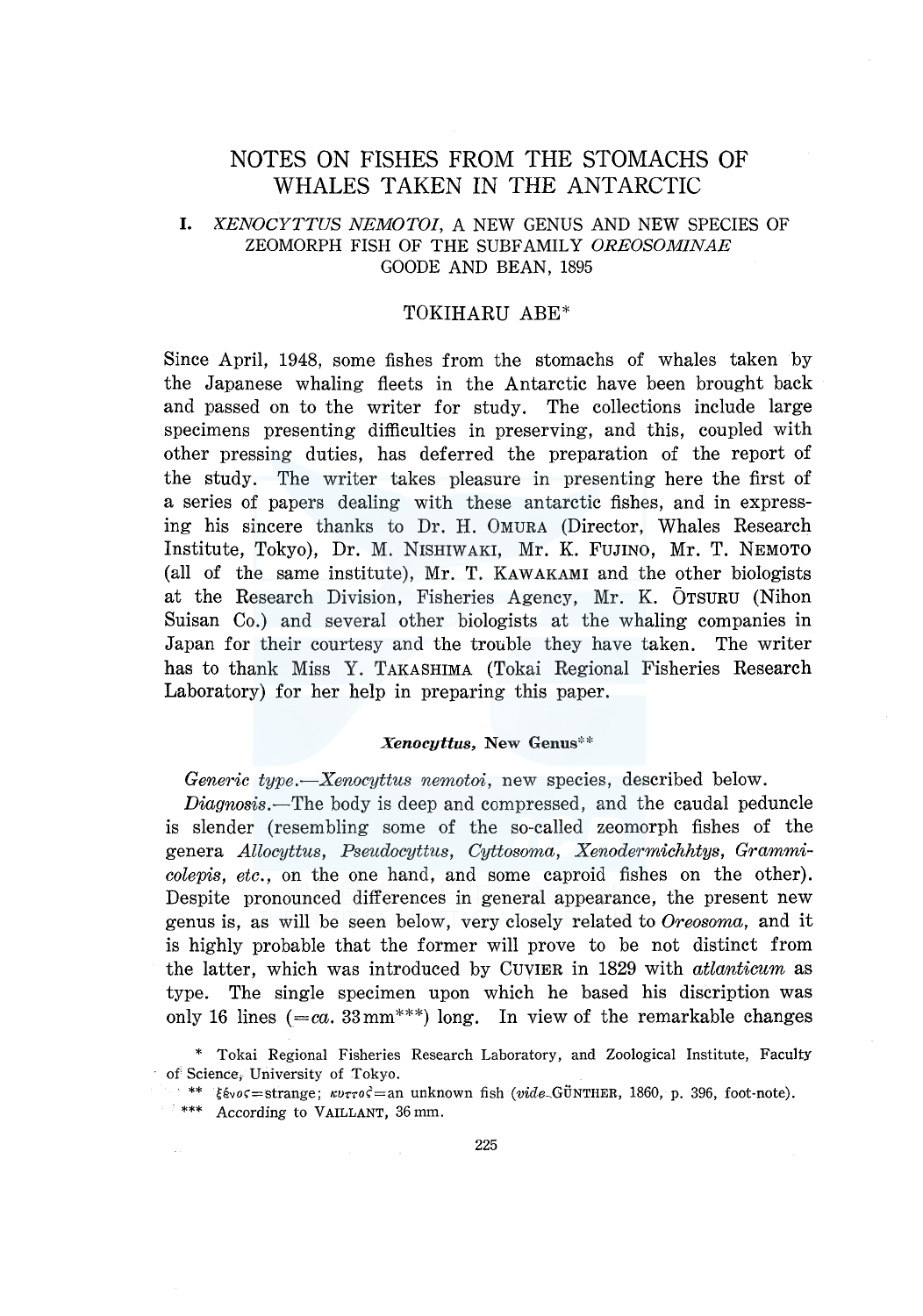# NOTES ON FISHES FROM THE STOMACHS OF WHALES TAKEN IN THE ANTARCTIC

## I. *XENOCYTTUS NEMOTOI*, A NEW GENUS AND NEW SPECIES OF ZEOMORPH FISH OF THE SUBFAMILY *OREOSOMINAE* GOODE AND BEAN, 1895

TOKIHARU ABE*

Since April, 1948, some fishes from the stomachs of whales taken by the Japanese whaling fleets in the Antarctic have been brought back and passed on to the writer for study. The collections include large specimens presenting difficulties in preserving, and this, coupled with other pressing duties, has deferred the preparation of the report of the study. The writer takes pleasure in presenting here the first of a series of papers dealing with these antarctic fishes, and in expressing his sincere thanks to Dr. H. OMURA (Director, Whales Research Institute, Tokyo), Dr. M. NISHIWAKI, Mr. K. FUJINO, Mr. T. NEMOTO (all of the same institute), Mr. T. KAWAKAMI and the other biologists at the Research Division, Fisheries Agency, Mr. K. ŌTSURU (Nihon Suisan Co.) and several other biologists at the whaling companies in Japan for their courtesy and the trouble they have taken. The writer has to thank Miss Y. TAKASHIMA (Tokai Regional Fisheries Research Laboratory) for her help in preparing this paper.

### *Xenocyttus*, New Genus**

*Generic type*.—*Xenocyttus nemotoi*, new species, described below.

*Diagnosis*.—The body is deep and compressed, and the caudal peduncle is slender (resembling some of the so-called zeomorph fishes of the genera *Allocyttus*, *Pseudocyttus*, *Cyttosoma*, *Xenodermichhtys*, *Grammicolepis*, *etc*., on the one hand, and some caproid fishes on the other). Despite pronounced differences in general appearance, the present new genus is, as will be seen below, very closely related to *Oreosoma*, and it is highly probable that the former will prove to be not distinct from the latter, which was introduced by CUVIER in 1829 with *atlanticum* as type. The single specimen upon which he based his discription was only 16 lines (=*ca*. 33 mm***) long. In view of the remarkable changes

\* Tokai Regional Fisheries Research Laboratory, and Zoological Institute, Faculty of Science, University of Tokyo.

\*\* ξένος=strange; κυττος=an unknown fish (*vide* GÜNTHER, 1860, p. 396, foot-note).

\*\*\* According to VAILLANT, 36 mm.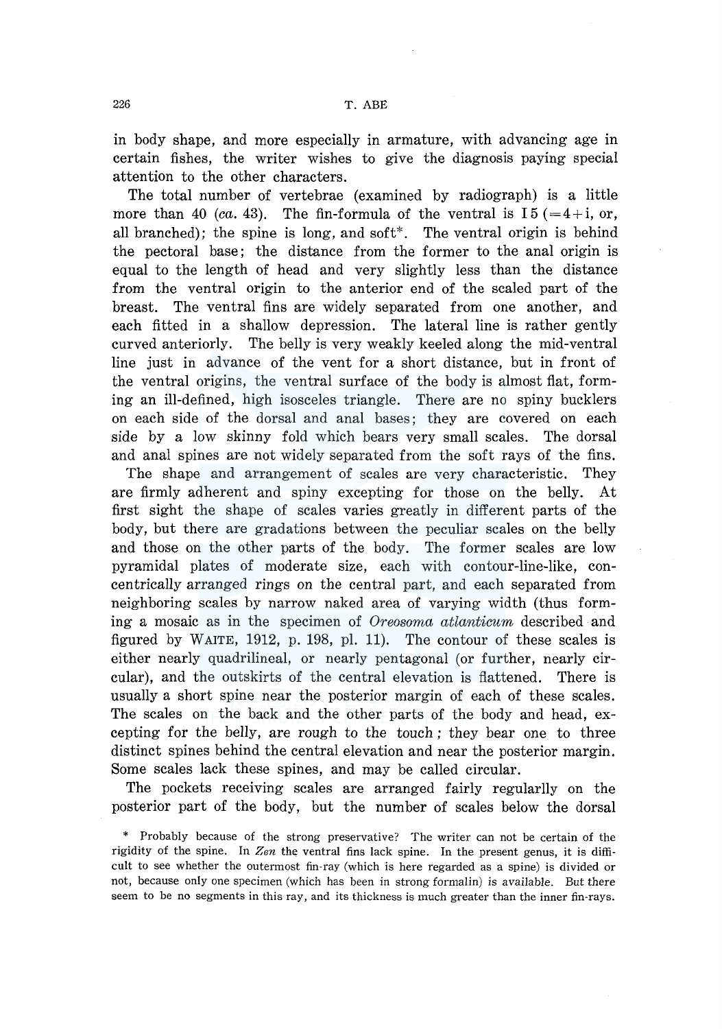in body shape, and more especially in armature, with advancing age in certain fishes, the writer wishes to give the diagnosis paying special attention to the other characters.

The total number of vertebrae (examined by radiograph) is a little more than 40 (*ca.* 43). The fin-formula of the ventral is I 5 (=4+i, or, all branched); the spine is long, and soft*. The ventral origin is behind the pectoral base; the distance from the former to the anal origin is equal to the length of head and very slightly less than the distance from the ventral origin to the anterior end of the scaled part of the breast. The ventral fins are widely separated from one another, and each fitted in a shallow depression. The lateral line is rather gently curved anteriorly. The belly is very weakly keeled along the mid-ventral line just in advance of the vent for a short distance, but in front of the ventral origins, the ventral surface of the body is almost flat, forming an ill-defined, high isosceles triangle. There are no spiny bucklers on each side of the dorsal and anal bases; they are covered on each side by a low skinny fold which bears very small scales. The dorsal and anal spines are not widely separated from the soft rays of the fins.

The shape and arrangement of scales are very characteristic. They are firmly adherent and spiny excepting for those on the belly. At first sight the shape of scales varies greatly in different parts of the body, but there are gradations between the peculiar scales on the belly and those on the other parts of the body. The former scales are low pyramidal plates of moderate size, each with contour-line-like, concentrically arranged rings on the central part, and each separated from neighboring scales by narrow naked area of varying width (thus forming a mosaic as in the specimen of *Oreosoma atlanticum* described and figured by WAITE, 1912, p. 198, pl. 11). The contour of these scales is either nearly quadrilineal, or nearly pentagonal (or further, nearly circular), and the outskirts of the central elevation is flattened. There is usually a short spine near the posterior margin of each of these scales. The scales on the back and the other parts of the body and head, excepting for the belly, are rough to the touch; they bear one to three distinct spines behind the central elevation and near the posterior margin. Some scales lack these spines, and may be called circular.

The pockets receiving scales are arranged fairly regularlly on the posterior part of the body, but the number of scales below the dorsal

* Probably because of the strong preservative? The writer can not be certain of the rigidity of the spine. In *Zen* the ventral fins lack spine. In the present genus, it is difficult to see whether the outermost fin-ray (which is here regarded as a spine) is divided or not, because only one specimen (which has been in strong formalin) is available. But there seem to be no segments in this ray, and its thickness is much greater than the inner fin-rays.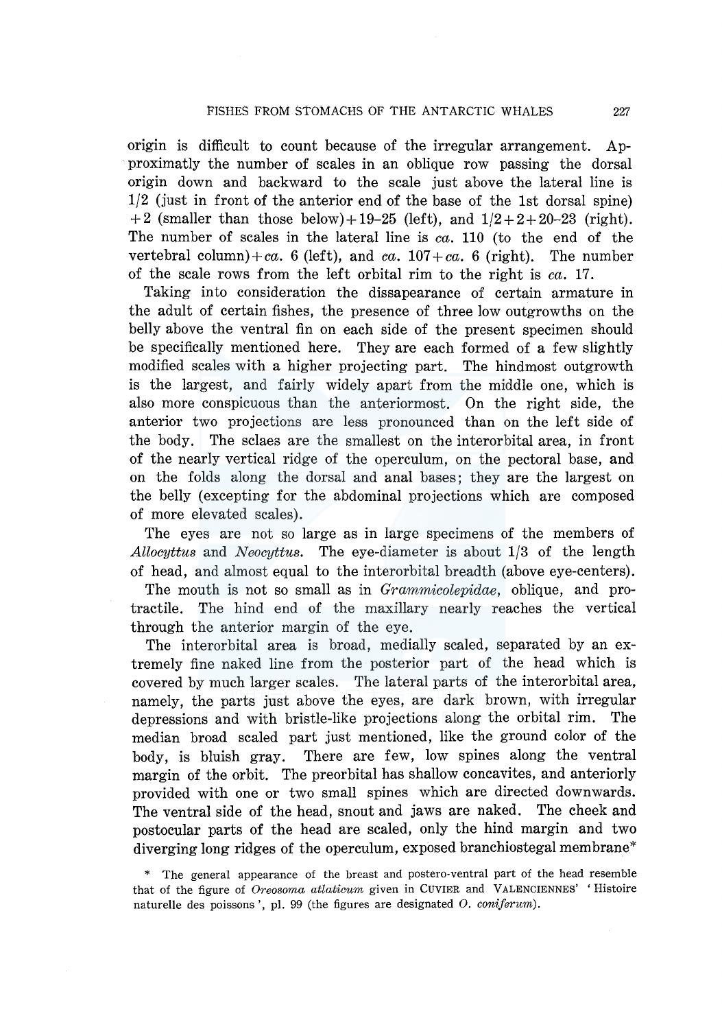origin is difficult to count because of the irregular arrangement. Approximatly the number of scales in an oblique row passing the dorsal origin down and backward to the scale just above the lateral line is 1/2 (just in front of the anterior end of the base of the 1st dorsal spine) +2 (smaller than those below)+19–25 (left), and 1/2+2+20–23 (right). The number of scales in the lateral line is *ca.* 110 (to the end of the vertebral column)+*ca.* 6 (left), and *ca.* 107+*ca.* 6 (right). The number of the scale rows from the left orbital rim to the right is *ca.* 17.

Taking into consideration the dissapearance of certain armature in the adult of certain fishes, the presence of three low outgrowths on the belly above the ventral fin on each side of the present specimen should be specifically mentioned here. They are each formed of a few slightly modified scales with a higher projecting part. The hindmost outgrowth is the largest, and fairly widely apart from the middle one, which is also more conspicuous than the anteriormost. On the right side, the anterior two projections are less pronounced than on the left side of the body. The sclaes are the smallest on the interorbital area, in front of the nearly vertical ridge of the operculum, on the pectoral base, and on the folds along the dorsal and anal bases; they are the largest on the belly (excepting for the abdominal projections which are composed of more elevated scales).

The eyes are not so large as in large specimens of the members of *Allocyttus* and *Neocyttus*. The eye-diameter is about 1/3 of the length of head, and almost equal to the interorbital breadth (above eye-centers).

The mouth is not so small as in *Grammicolepidae*, oblique, and protractile. The hind end of the maxillary nearly reaches the vertical through the anterior margin of the eye.

The interorbital area is broad, medially scaled, separated by an extremely fine naked line from the posterior part of the head which is covered by much larger scales. The lateral parts of the interorbital area, namely, the parts just above the eyes, are dark brown, with irregular depressions and with bristle-like projections along the orbital rim. The median broad scaled part just mentioned, like the ground color of the body, is bluish gray. There are few, low spines along the ventral margin of the orbit. The preorbital has shallow concavites, and anteriorly provided with one or two small spines which are directed downwards. The ventral side of the head, snout and jaws are naked. The cheek and postocular parts of the head are scaled, only the hind margin and two diverging long ridges of the operculum, exposed branchiostegal membrane*

\* The general appearance of the breast and postero-ventral part of the head resemble that of the figure of *Oreosoma atlaticum* given in CUVIER and VALENCIENNES' 'Histoire naturelle des poissons', pl. 99 (the figures are designated *O. coniferum*).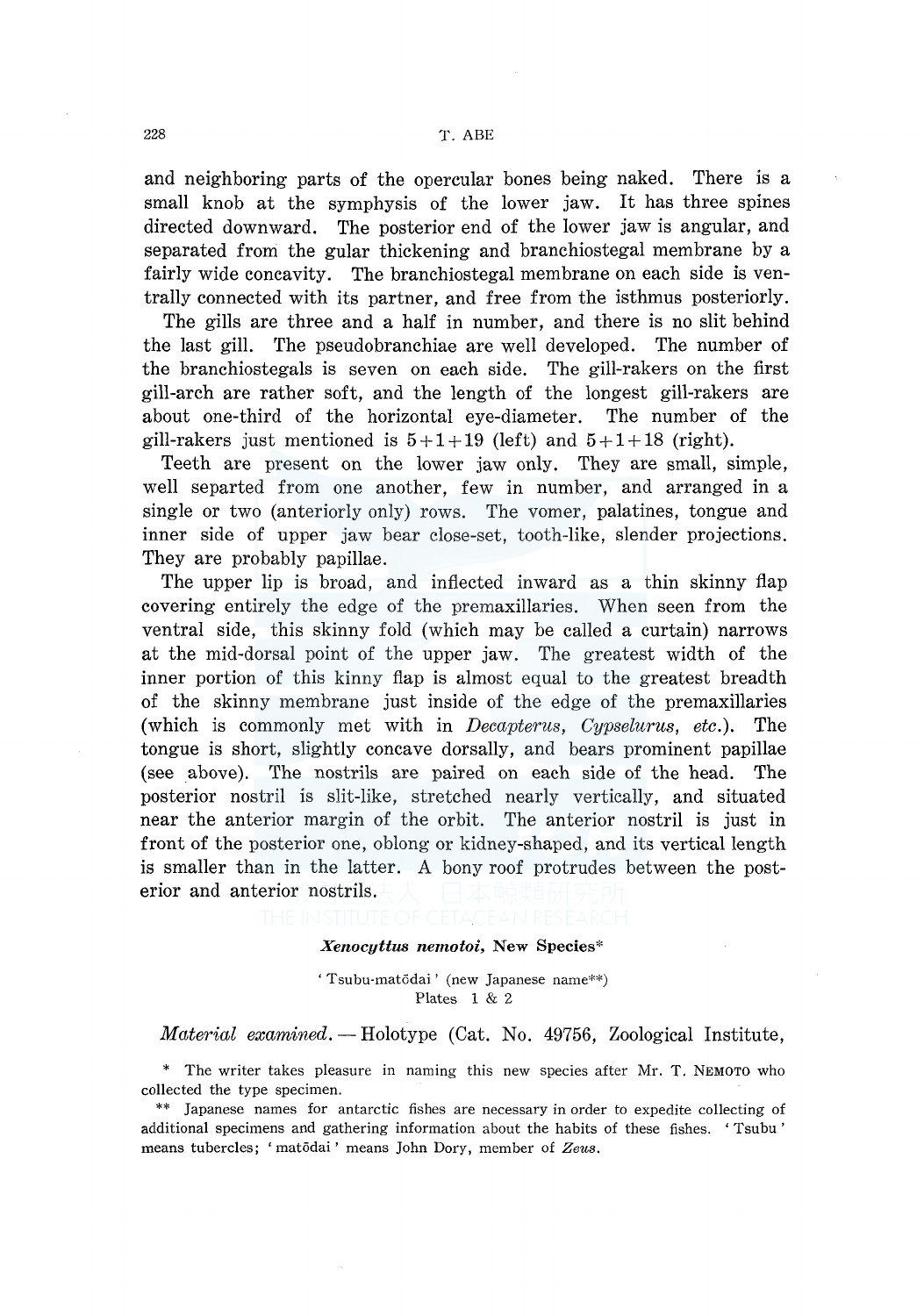and neighboring parts of the opercular bones being naked. There is a small knob at the symphysis of the lower jaw. It has three spines directed downward. The posterior end of the lower jaw is angular, and separated from the gular thickening and branchiostegal membrane by a fairly wide concavity. The branchiostegal membrane on each side is ventrally connected with its partner, and free from the isthmus posteriorly.

The gills are three and a half in number, and there is no slit behind the last gill. The pseudobranchiae are well developed. The number of the branchiostegals is seven on each side. The gill-rakers on the first gill-arch are rather soft, and the length of the longest gill-rakers are about one-third of the horizontal eye-diameter. The number of the gill-rakers just mentioned is 5+1+19 (left) and 5+1+18 (right).

Teeth are present on the lower jaw only. They are small, simple, well separted from one another, few in number, and arranged in a single or two (anteriorly only) rows. The vomer, palatines, tongue and inner side of upper jaw bear close-set, tooth-like, slender projections. They are probably papillae.

The upper lip is broad, and inflected inward as a thin skinny flap covering entirely the edge of the premaxillaries. When seen from the ventral side, this skinny fold (which may be called a curtain) narrows at the mid-dorsal point of the upper jaw. The greatest width of the inner portion of this kinny flap is almost equal to the greatest breadth of the skinny membrane just inside of the edge of the premaxillaries (which is commonly met with in *Decapterus*, *Cypselurus*, *etc.*). The tongue is short, slightly concave dorsally, and bears prominent papillae (see above). The nostrils are paired on each side of the head. The posterior nostril is slit-like, stretched nearly vertically, and situated near the anterior margin of the orbit. The anterior nostril is just in front of the posterior one, oblong or kidney-shaped, and its vertical length is smaller than in the latter. A bony roof protrudes between the posterior and anterior nostrils.

### *Xenocyttus nemotoi*, New Species*

'Tsubu-matōdai' (new Japanese name**)
Plates 1 & 2

*Material examined.* — Holotype (Cat. No. 49756, Zoological Institute,

\* The writer takes pleasure in naming this new species after Mr. T. NEMOTO who collected the type specimen.

\*\* Japanese names for antarctic fishes are necessary in order to expedite collecting of additional specimens and gathering information about the habits of these fishes. 'Tsubu' means tubercles; 'matōdai' means John Dory, member of *Zeus*.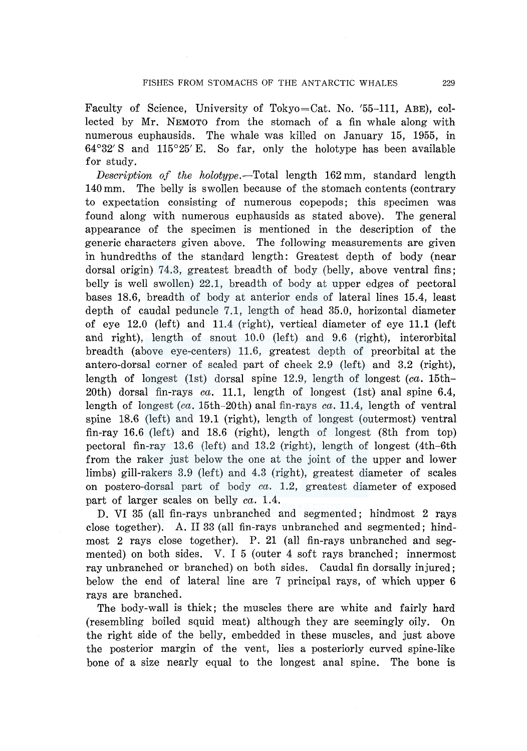Faculty of Science, University of Tokyo=Cat. No. '55-111, ABE), collected by Mr. NEMOTO from the stomach of a fin whale along with numerous euphausids. The whale was killed on January 15, 1955, in 64°32′ S and 115°25′ E. So far, only the holotype has been available for study.

*Description of the holotype.*—Total length 162 mm, standard length 140 mm. The belly is swollen because of the stomach contents (contrary to expectation consisting of numerous copepods; this specimen was found along with numerous euphausids as stated above). The general appearance of the specimen is mentioned in the description of the generic characters given above. The following measurements are given in hundredths of the standard length: Greatest depth of body (near dorsal origin) 74.3, greatest breadth of body (belly, above ventral fins; belly is well swollen) 22.1, breadth of body at upper edges of pectoral bases 18.6, breadth of body at anterior ends of lateral lines 15.4, least depth of caudal peduncle 7.1, length of head 35.0, horizontal diameter of eye 12.0 (left) and 11.4 (right), vertical diameter of eye 11.1 (left and right), length of snout 10.0 (left) and 9.6 (right), interorbital breadth (above eye-centers) 11.6, greatest depth of preorbital at the antero-dorsal corner of scaled part of cheek 2.9 (left) and 3.2 (right), length of longest (1st) dorsal spine 12.9, length of longest (*ca.* 15th–20th) dorsal fin-rays *ca.* 11.1, length of longest (1st) anal spine 6.4, length of longest (*ca.* 15th–20th) anal fin-rays *ca.* 11.4, length of ventral spine 18.6 (left) and 19.1 (right), length of longest (outermost) ventral fin-ray 16.6 (left) and 18.6 (right), length of longest (8th from top) pectoral fin-ray 13.6 (left) and 13.2 (right), length of longest (4th–6th from the raker just below the one at the joint of the upper and lower limbs) gill-rakers 3.9 (left) and 4.3 (right), greatest diameter of scales on postero-dorsal part of body *ca.* 1.2, greatest diameter of exposed part of larger scales on belly *ca.* 1.4.

D. VI 35 (all fin-rays unbranched and segmented; hindmost 2 rays close together). A. II 33 (all fin-rays unbranched and segmented; hindmost 2 rays close together). P. 21 (all fin-rays unbranched and segmented) on both sides. V. I 5 (outer 4 soft rays branched; innermost ray unbranched or branched) on both sides. Caudal fin dorsally injured; below the end of lateral line are 7 principal rays, of which upper 6 rays are branched.

The body-wall is thick; the muscles there are white and fairly hard (resembling boiled squid meat) although they are seemingly oily. On the right side of the belly, embedded in these muscles, and just above the posterior margin of the vent, lies a posteriorly curved spine-like bone of a size nearly equal to the longest anal spine. The bone is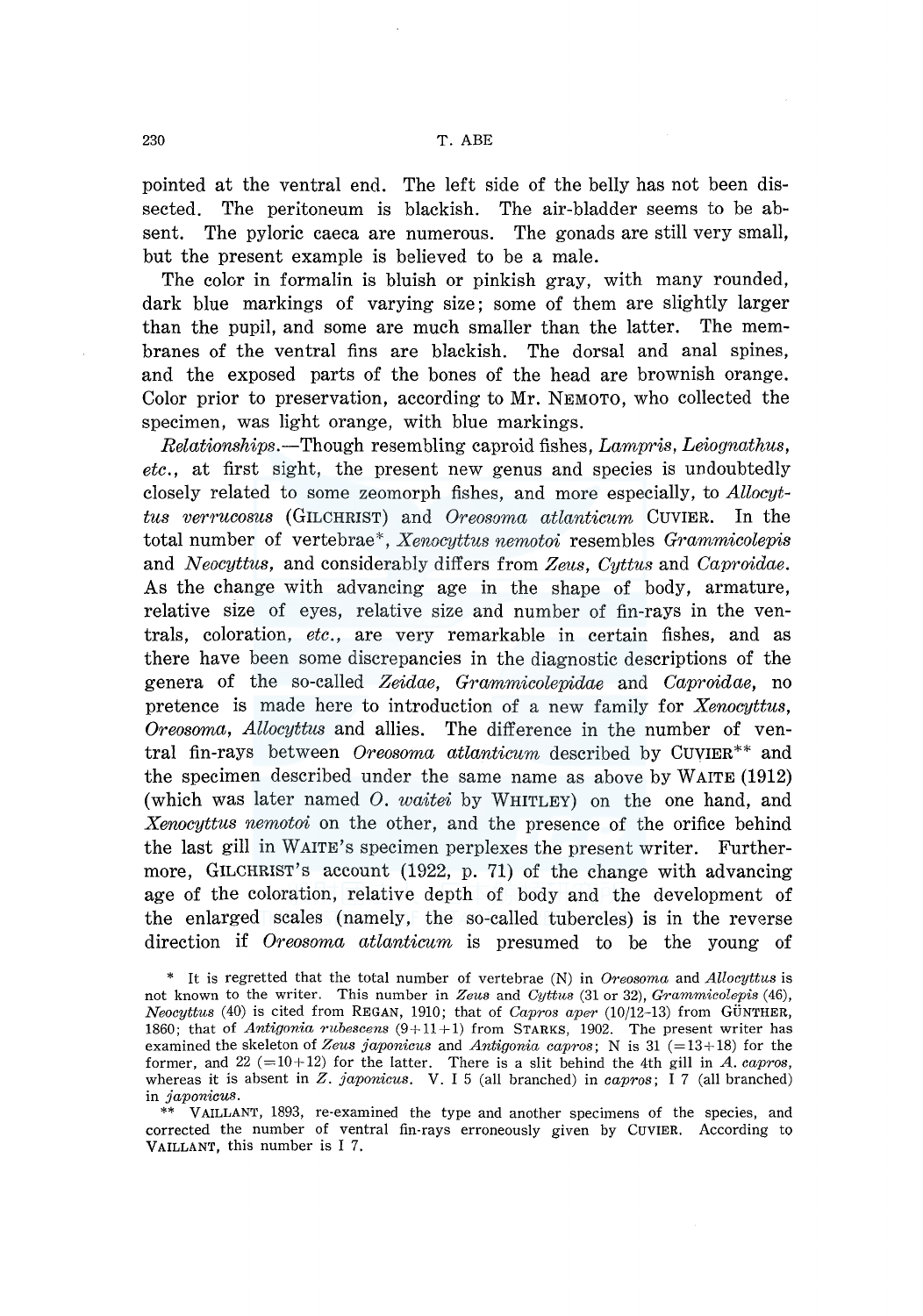pointed at the ventral end. The left side of the belly has not been dissected. The peritoneum is blackish. The air-bladder seems to be absent. The pyloric caeca are numerous. The gonads are still very small, but the present example is believed to be a male.

The color in formalin is bluish or pinkish gray, with many rounded, dark blue markings of varying size; some of them are slightly larger than the pupil, and some are much smaller than the latter. The membranes of the ventral fins are blackish. The dorsal and anal spines, and the exposed parts of the bones of the head are brownish orange. Color prior to preservation, according to Mr. NEMOTO, who collected the specimen, was light orange, with blue markings.

*Relationships.*—Though resembling caproid fishes, *Lampris*, *Leiognathus*, *etc.*, at first sight, the present new genus and species is undoubtedly closely related to some zeomorph fishes, and more especially, to *Allocyttus verrucosus* (GILCHRIST) and *Oreosoma atlanticum* CUVIER. In the total number of vertebrae*, *Xenocyttus nemotoi* resembles *Grammicolepis* and *Neocyttus*, and considerably differs from *Zeus*, *Cyttus* and *Caproidae*. As the change with advancing age in the shape of body, armature, relative size of eyes, relative size and number of fin-rays in the ventrals, coloration, *etc.*, are very remarkable in certain fishes, and as there have been some discrepancies in the diagnostic descriptions of the genera of the so-called *Zeidae*, *Grammicolepidae* and *Caproidae*, no pretence is made here to introduction of a new family for *Xenocyttus*, *Oreosoma*, *Allocyttus* and allies. The difference in the number of ventral fin-rays between *Oreosoma atlanticum* described by CUVIER** and the specimen described under the same name as above by WAITE (1912) (which was later named *O. waitei* by WHITLEY) on the one hand, and *Xenocyttus nemotoi* on the other, and the presence of the orifice behind the last gill in WAITE's specimen perplexes the present writer. Furthermore, GILCHRIST's account (1922, p. 71) of the change with advancing age of the coloration, relative depth of body and the development of the enlarged scales (namely, the so-called tubercles) is in the reverse direction if *Oreosoma atlanticum* is presumed to be the young of

\* It is regretted that the total number of vertebrae (N) in *Oreosoma* and *Allocyttus* is not known to the writer. This number in *Zeus* and *Cyttus* (31 or 32), *Grammicolepis* (46), *Neocyttus* (40) is cited from REGAN, 1910; that of *Capros aper* (10/12-13) from GÜNTHER, 1860; that of *Antigonia rubescens* (9+11+1) from STARKS, 1902. The present writer has examined the skeleton of *Zeus japonicus* and *Antigonia capros*; N is 31 (=13+18) for the former, and 22 (=10+12) for the latter. There is a slit behind the 4th gill in *A. capros*, whereas it is absent in *Z. japonicus*. V. I 5 (all branched) in *capros*; I 7 (all branched) in *japonicus*.

\*\* VAILLANT, 1893, re-examined the type and another specimens of the species, and corrected the number of ventral fin-rays erroneously given by CUVIER. According to VAILLANT, this number is I 7.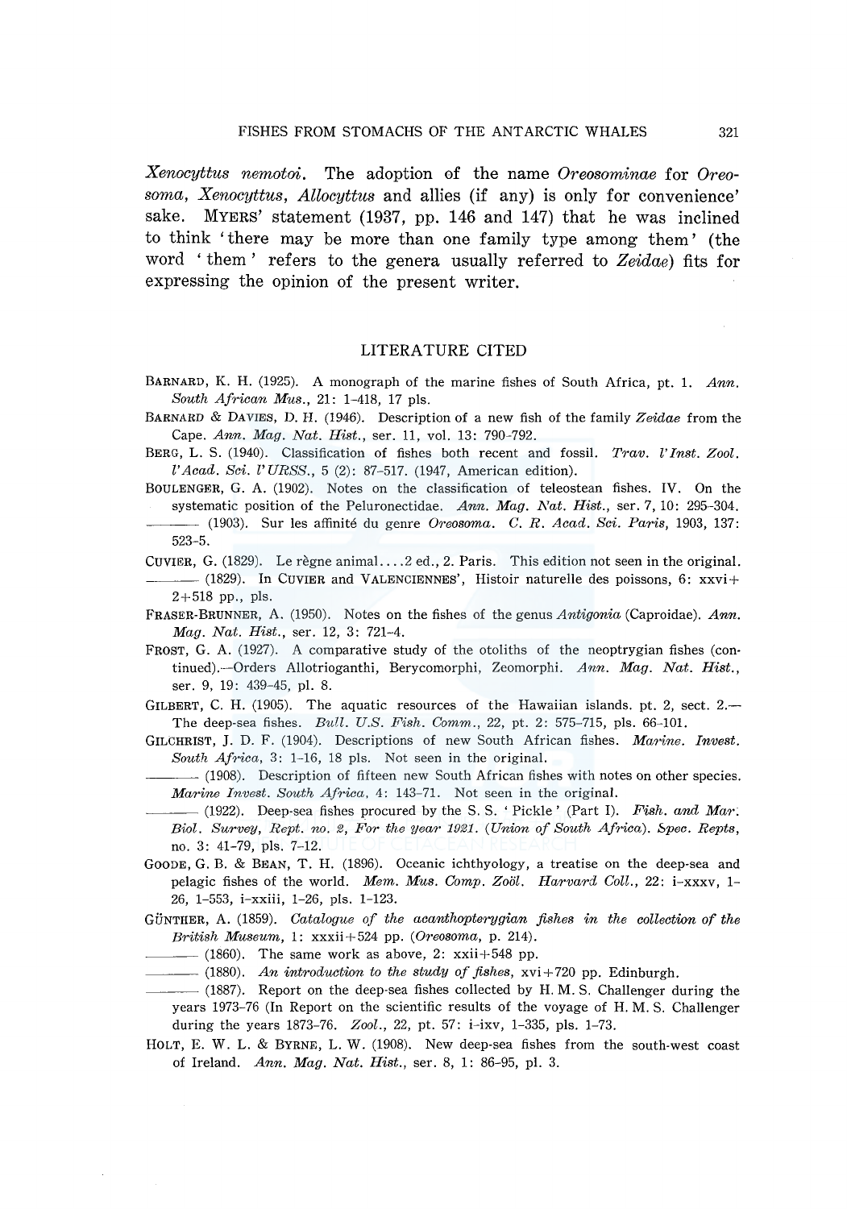*Xenocyttus nemotoi*. The adoption of the name *Oreosominae* for *Oreosoma*, *Xenocyttus*, *Allocyttus* and allies (if any) is only for convenience' sake. MYERS' statement (1937, pp. 146 and 147) that he was inclined to think 'there may be more than one family type among them' (the word 'them' refers to the genera usually referred to *Zeidae*) fits for expressing the opinion of the present writer.

## LITERATURE CITED

BARNARD, K. H. (1925). A monograph of the marine fishes of South Africa, pt. 1. *Ann. South African Mus.*, 21: 1–418, 17 pls.

BARNARD & DAVIES, D. H. (1946). Description of a new fish of the family *Zeidae* from the Cape. *Ann. Mag. Nat. Hist.*, ser. 11, vol. 13: 790–792.

BERG, L. S. (1940). Classification of fishes both recent and fossil. *Trav. l'Inst. Zool. l'Acad. Sci. l'URSS.*, 5 (2): 87–517. (1947, American edition).

BOULENGER, G. A. (1902). Notes on the classification of teleostean fishes. IV. On the systematic position of the Peluronectidae. *Ann. Mag. Nat. Hist.*, ser. 7, 10: 295–304.

——— (1903). Sur les affinité du genre *Oreosoma*. *C. R. Acad. Sci. Paris*, 1903, 137: 523–5.

CUVIER, G. (1829). Le règne animal....2 ed., 2. Paris. This edition not seen in the original.

——— (1829). In CUVIER and VALENCIENNES', Histoir naturelle des poissons, 6: xxvi+2+518 pp., pls.

FRASER-BRUNNER, A. (1950). Notes on the fishes of the genus *Antigonia* (Caproidae). *Ann. Mag. Nat. Hist.*, ser. 12, 3: 721–4.

FROST, G. A. (1927). A comparative study of the otoliths of the neoptrygian fishes (continued).—Orders Allotrioganthi, Berycomorphi, Zeomorphi. *Ann. Mag. Nat. Hist.*, ser. 9, 19: 439–45, pl. 8.

GILBERT, C. H. (1905). The aquatic resources of the Hawaiian islands. pt. 2, sect. 2.—The deep-sea fishes. *Bull. U.S. Fish. Comm.*, 22, pt. 2: 575–715, pls. 66–101.

GILCHRIST, J. D. F. (1904). Descriptions of new South African fishes. *Marine. Invest. South Africa*, 3: 1–16, 18 pls. Not seen in the original.

——— (1908). Description of fifteen new South African fishes with notes on other species. *Marine Invest. South Africa*, 4: 143–71. Not seen in the original.

——— (1922). Deep-sea fishes procured by the S. S. 'Pickle' (Part I). *Fish. and Mar. Biol. Survey, Rept. no. 2, For the year 1921. (Union of South Africa). Spec. Repts*, no. 3: 41–79, pls. 7–12.

GOODE, G. B. & BEAN, T. H. (1896). Oceanic ichthyology, a treatise on the deep-sea and pelagic fishes of the world. *Mem. Mus. Comp. Zoöl. Harvard Coll.*, 22: i–xxxv, 1–26, 1–553, i–xxiii, 1–26, pls. 1–123.

GÜNTHER, A. (1859). *Catalogue of the acanthopterygian fishes in the collection of the British Museum*, 1: xxxii+524 pp. (*Oreosoma*, p. 214).

——— (1860). The same work as above, 2: xxii+548 pp.

——— (1880). *An introduction to the study of fishes*, xvi+720 pp. Edinburgh.

——— (1887). Report on the deep-sea fishes collected by H. M. S. Challenger during the years 1973–76 (In Report on the scientific results of the voyage of H. M. S. Challenger during the years 1873–76. *Zool.*, 22, pt. 57: i–ix, 1–335, pls. 1–73.

HOLT, E. W. L. & BYRNE, L. W. (1908). New deep-sea fishes from the south-west coast of Ireland. *Ann. Mag. Nat. Hist.*, ser. 8, 1: 86–95, pl. 3.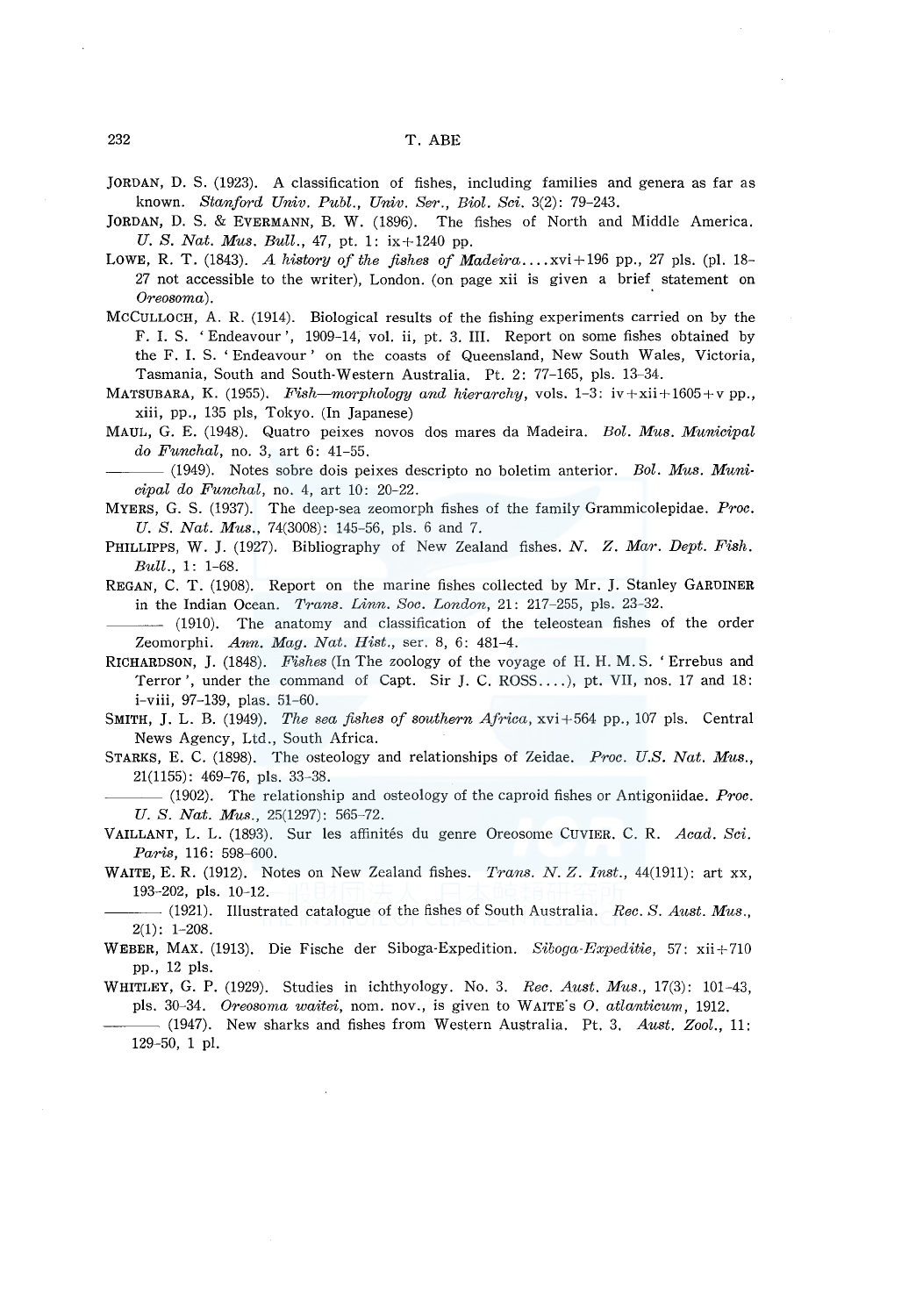JORDAN, D. S. (1923). A classification of fishes, including families and genera as far as known. *Stanford Univ. Publ., Univ. Ser., Biol. Sci.* 3(2): 79–243.

JORDAN, D. S. & EVERMANN, B. W. (1896). The fishes of North and Middle America. *U. S. Nat. Mus. Bull.*, 47, pt. 1: ix+1240 pp.

LOWE, R. T. (1843). *A history of the fishes of Madeira....* xvi+196 pp., 27 pls. (pl. 18–27 not accessible to the writer), London. (on page xii is given a brief statement on *Oreosoma*).

MCCULLOCH, A. R. (1914). Biological results of the fishing experiments carried on by the F. I. S. 'Endeavour', 1909–14, vol. ii, pt. 3. III. Report on some fishes obtained by the F. I. S. 'Endeavour' on the coasts of Queensland, New South Wales, Victoria, Tasmania, South and South-Western Australia. Pt. 2: 77–165, pls. 13–34.

MATSUBARA, K. (1955). *Fish—morphology and hierarchy*, vols. 1–3: iv+xii+1605+v pp., xiii, pp., 135 pls, Tokyo. (In Japanese)

MAUL, G. E. (1948). Quatro peixes novos dos mares da Madeira. *Bol. Mus. Municipal do Funchal*, no. 3, art 6: 41–55.

——— (1949). Notes sobre dois peixes descripto no boletim anterior. *Bol. Mus. Municipal do Funchal*, no. 4, art 10: 20–22.

MYERS, G. S. (1937). The deep-sea zeomorph fishes of the family Grammicolepidae. *Proc. U. S. Nat. Mus.*, 74(3008): 145–56, pls. 6 and 7.

PHILLIPPS, W. J. (1927). Bibliography of New Zealand fishes. *N. Z. Mar. Dept. Fish. Bull.*, 1: 1–68.

REGAN, C. T. (1908). Report on the marine fishes collected by Mr. J. Stanley GARDINER in the Indian Ocean. *Trans. Linn. Soc. London*, 21: 217–255, pls. 23–32.

——— (1910). The anatomy and classification of the teleostean fishes of the order Zeomorphi. *Ann. Mag. Nat. Hist.*, ser. 8, 6: 481–4.

RICHARDSON, J. (1848). *Fishes* (In The zoology of the voyage of H. H. M. S. 'Errebus and Terror', under the command of Capt. Sir J. C. ROSS....), pt. VII, nos. 17 and 18: i–viii, 97–139, plas. 51–60.

SMITH, J. L. B. (1949). *The sea fishes of southern Africa*, xvi+564 pp., 107 pls. Central News Agency, Ltd., South Africa.

STARKS, E. C. (1898). The osteology and relationships of Zeidae. *Proc. U.S. Nat. Mus.*, 21(1155): 469–76, pls. 33–38.

——— (1902). The relationship and osteology of the caproid fishes or Antigoniidae. *Proc. U. S. Nat. Mus.*, 25(1297): 565–72.

VAILLANT, L. L. (1893). Sur les affinités du genre Oreosome CUVIER. C. R. *Acad. Sci. Paris*, 116: 598–600.

WAITE, E. R. (1912). Notes on New Zealand fishes. *Trans. N. Z. Inst.*, 44(1911): art xx, 193–202, pls. 10–12.

——— (1921). Illustrated catalogue of the fishes of South Australia. *Rec. S. Aust. Mus.*, 2(1): 1–208.

WEBER, MAX. (1913). Die Fische der Siboga-Expedition. *Siboga-Expeditie*, 57: xii+710 pp., 12 pls.

WHITLEY, G. P. (1929). Studies in ichthyology. No. 3. *Rec. Aust. Mus.*, 17(3): 101–43, pls. 30–34. *Oreosoma waitei*, nom. nov., is given to WAITE's *O. atlanticum*, 1912.

——— (1947). New sharks and fishes from Western Australia. Pt. 3. *Aust. Zool.*, 11: 129–50, 1 pl.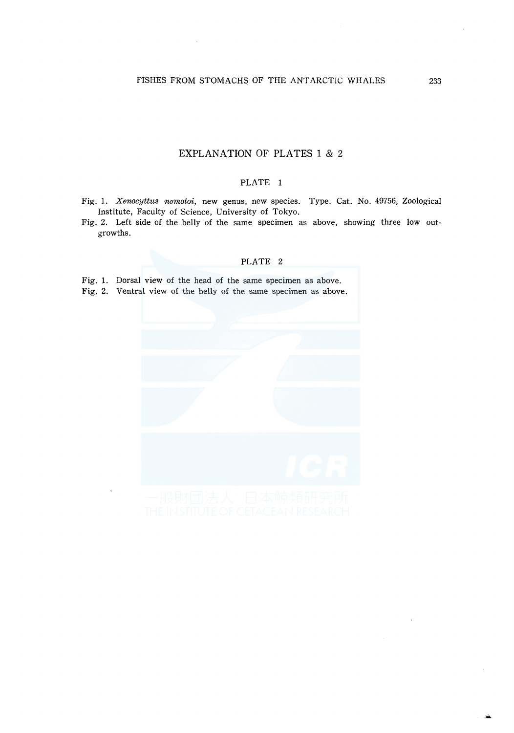## EXPLANATION OF PLATES 1 & 2

### PLATE 1

Fig. 1. *Xenocyttus nemotoi*, new genus, new species. Type. Cat. No. 49756, Zoological Institute, Faculty of Science, University of Tokyo.

Fig. 2. Left side of the belly of the same specimen as above, showing three low outgrowths.

### PLATE 2

Fig. 1. Dorsal view of the head of the same specimen as above.

Fig. 2. Ventral view of the belly of the same specimen as above.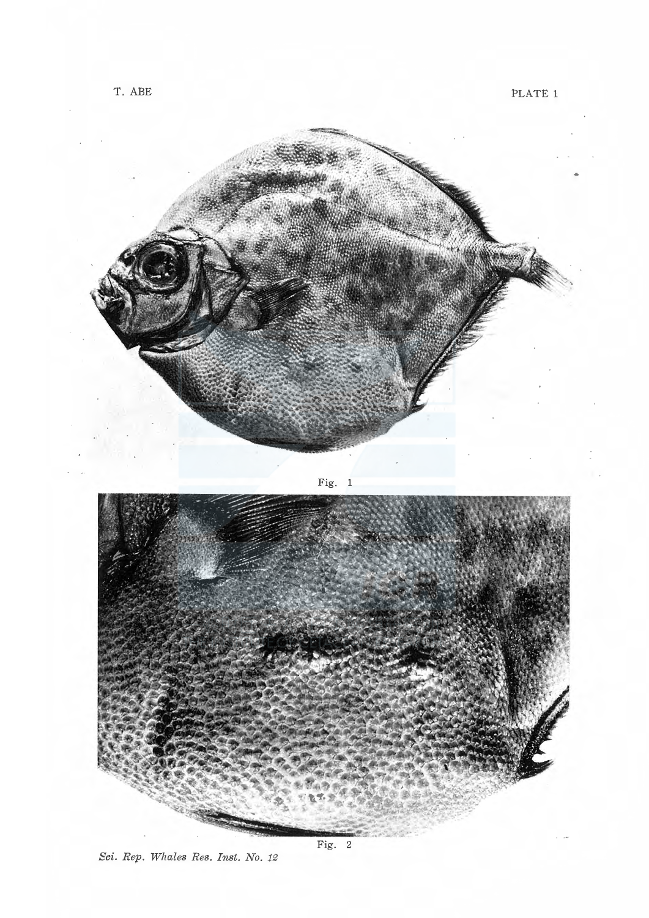PLATE 1

Fig. 1

Fig. 2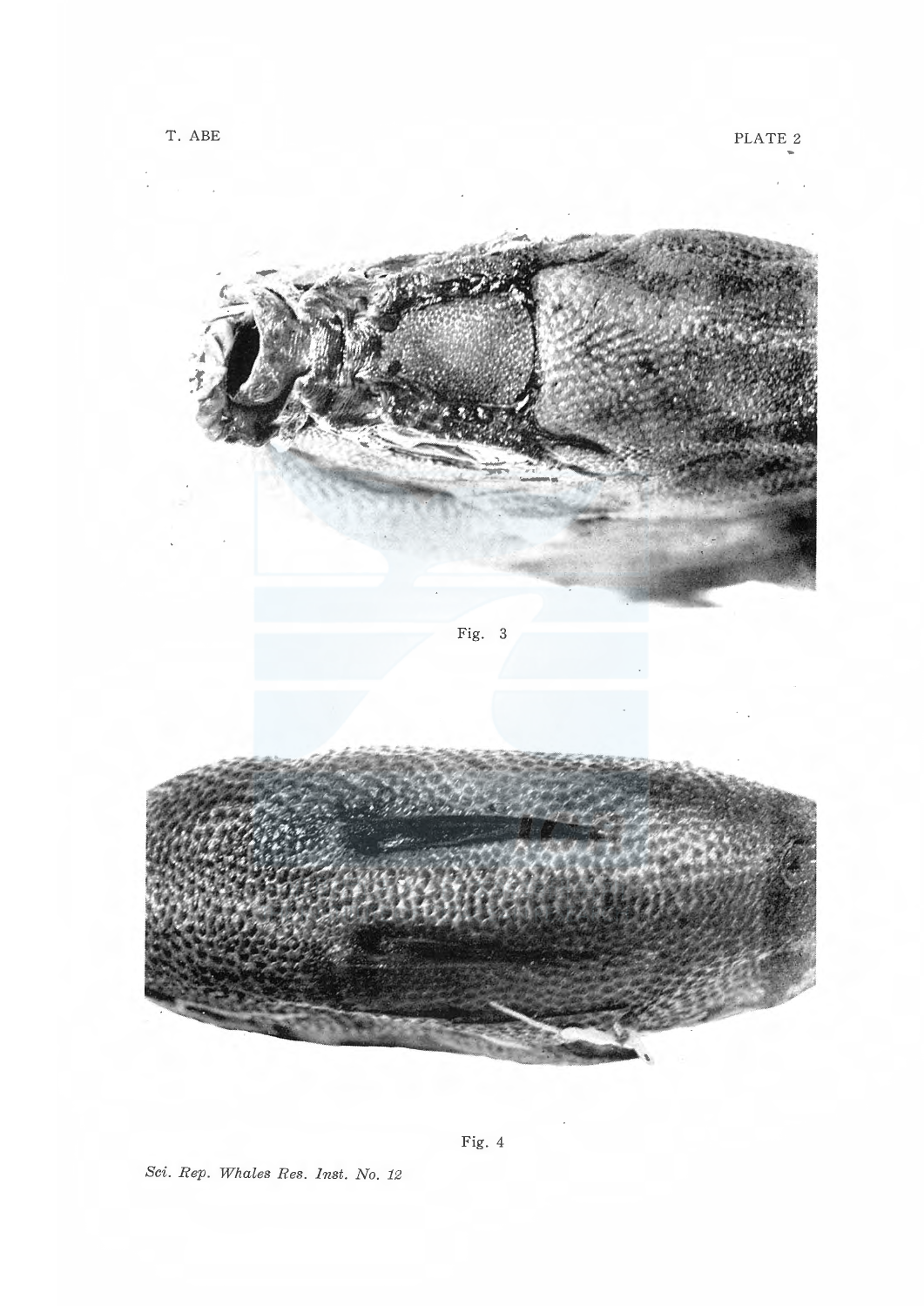Fig. 3

Fig. 4